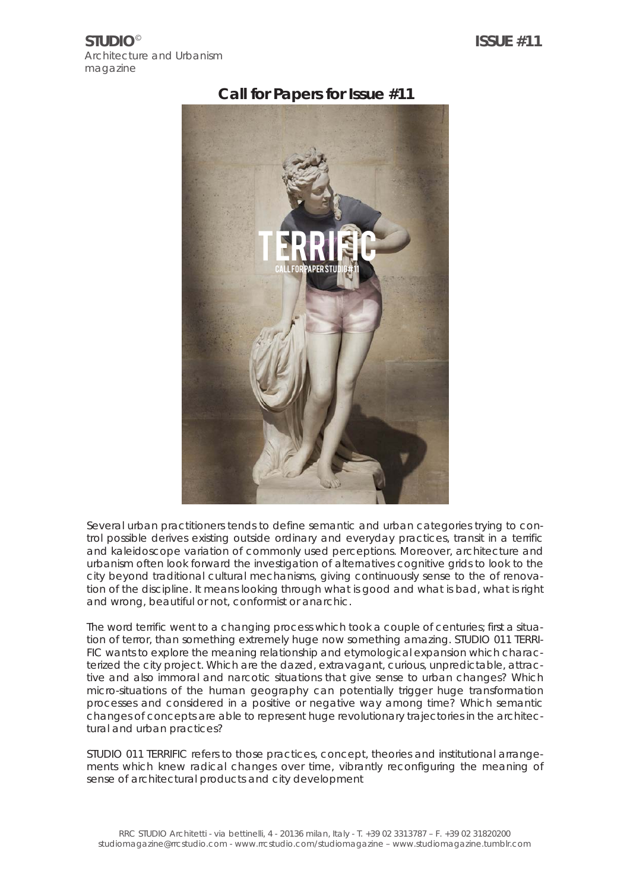**STUDIO**©
*Architecture and Urbanism magazine*

**ISSUE #11**

## Call for Papers for Issue #11

Several urban practitioners tends to define semantic and urban categories trying to control possible derives existing outside ordinary and everyday practices, transit in a terrific and kaleidoscope variation of commonly used perceptions. Moreover, architecture and urbanism often look forward the investigation of alternatives cognitive grids to look to the city beyond traditional cultural mechanisms, giving continuously sense to the of renovation of the discipline. It means looking through what is good and what is bad, what is right and wrong, beautiful or not, conformist or anarchic.

The word terrific went to a changing process which took a couple of centuries; first a situation of terror, than something extremely huge now something amazing. STUDIO 011 TERRIFIC wants to explore the meaning relationship and etymological expansion which characterized the city project. Which are the dazed, extravagant, curious, unpredictable, attractive and also immoral and narcotic situations that give sense to urban changes? Which micro-situations of the human geography can potentially trigger huge transformation processes and considered in a positive or negative way among time? Which semantic changes of concepts are able to represent huge revolutionary trajectories in the architectural and urban practices?

STUDIO 011 TERRIFIC refers to those practices, concept, theories and institutional arrangements which knew radical changes over time, vibrantly reconfiguring the meaning of sense of architectural products and city development

RRC STUDIO Architetti - via bettinelli, 4 - 20136 milan, Italy - T. +39 02 3313787 – F. +39 02 31820200
studiomagazine@rrcstudio.com - www.rrcstudio.com/studiomagazine – www.studiomagazine.tumblr.com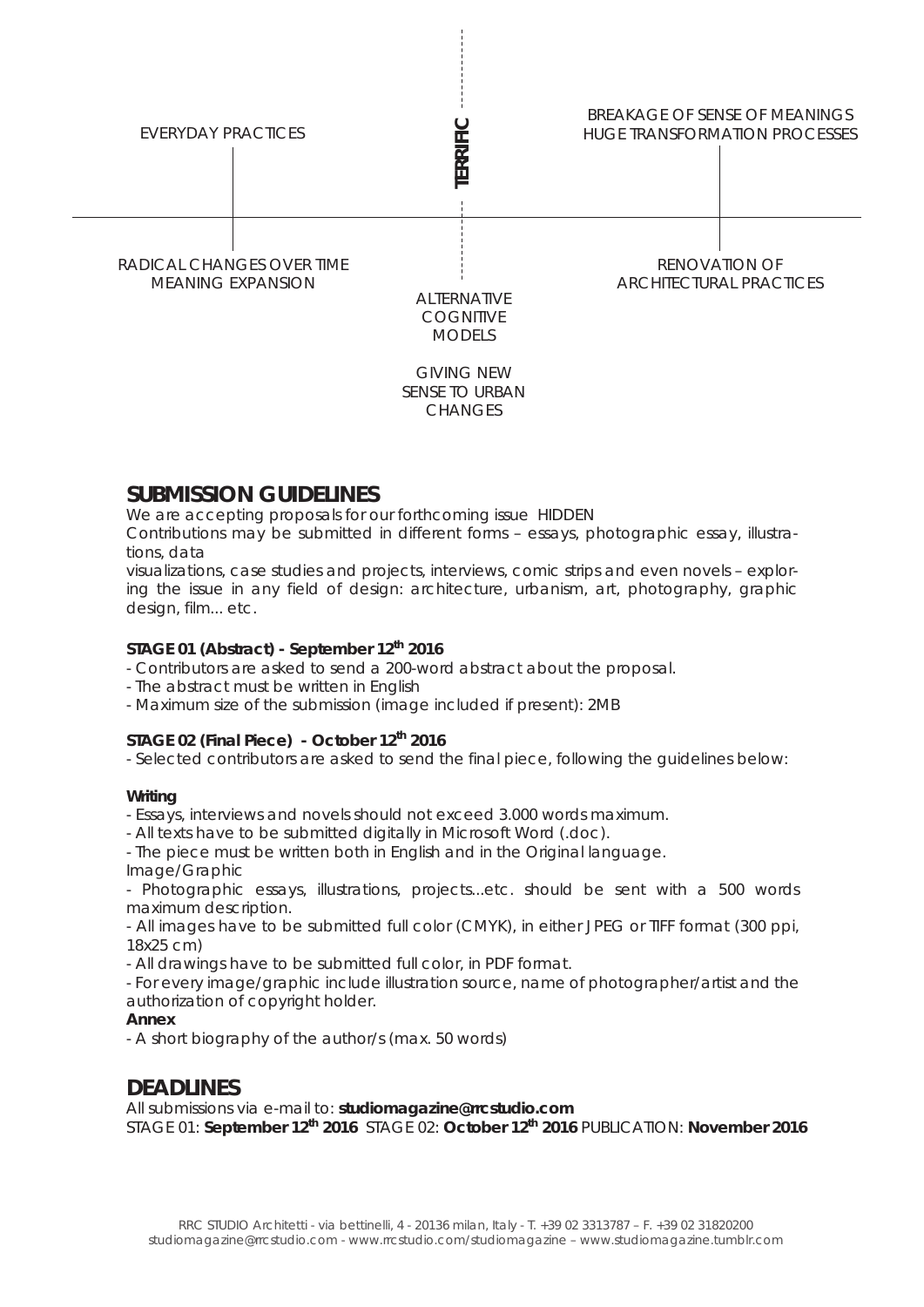EVERYDAY PRACTICES

TERRIFIC

BREAKAGE OF SENSE OF MEANINGS
HUGE TRANSFORMATION PROCESSES

RADICAL CHANGES OVER TIME
MEANING EXPANSION

ALTERNATIVE
COGNITIVE
MODELS

RENOVATION OF
ARCHITECTURAL PRACTICES

GIVING NEW
SENSE TO URBAN
CHANGES

## SUBMISSION GUIDELINES

We are accepting proposals for our forthcoming issue HIDDEN

Contributions may be submitted in different forms – essays, photographic essay, illustrations, data visualizations, case studies and projects, interviews, comic strips and even novels – exploring the issue in any field of design: architecture, urbanism, art, photography, graphic design, film... etc.

**STAGE 01 (Abstract) - September 12th 2016**

- Contributors are asked to send a 200-word abstract about the proposal.
- The abstract must be written in English
- Maximum size of the submission (image included if present): 2MB

**STAGE 02 (Final Piece) - October 12th 2016**

- Selected contributors are asked to send the final piece, following the guidelines below:

**Writing**

- Essays, interviews and novels should not exceed 3.000 words maximum.
- All texts have to be submitted digitally in Microsoft Word (.doc).
- The piece must be written both in English and in the Original language.

Image/Graphic

- Photographic essays, illustrations, projects...etc. should be sent with a 500 words maximum description.
- All images have to be submitted full color (CMYK), in either JPEG or TIFF format (300 ppi, 18x25 cm)
- All drawings have to be submitted full color, in PDF format.
- For every image/graphic include illustration source, name of photographer/artist and the authorization of copyright holder.

**Annex**

- A short biography of the author/s (max. 50 words)

## DEADLINES

All submissions via e-mail to: **studiomagazine@rrcstudio.com**
STAGE 01: **September 12th 2016** STAGE 02: **October 12th 2016** PUBLICATION: **November 2016**

RRC STUDIO Architetti - via bettinelli, 4 - 20136 milan, Italy - T. +39 02 3313787 – F. +39 02 31820200
studiomagazine@rrcstudio.com - www.rrcstudio.com/studiomagazine – www.studiomagazine.tumblr.com